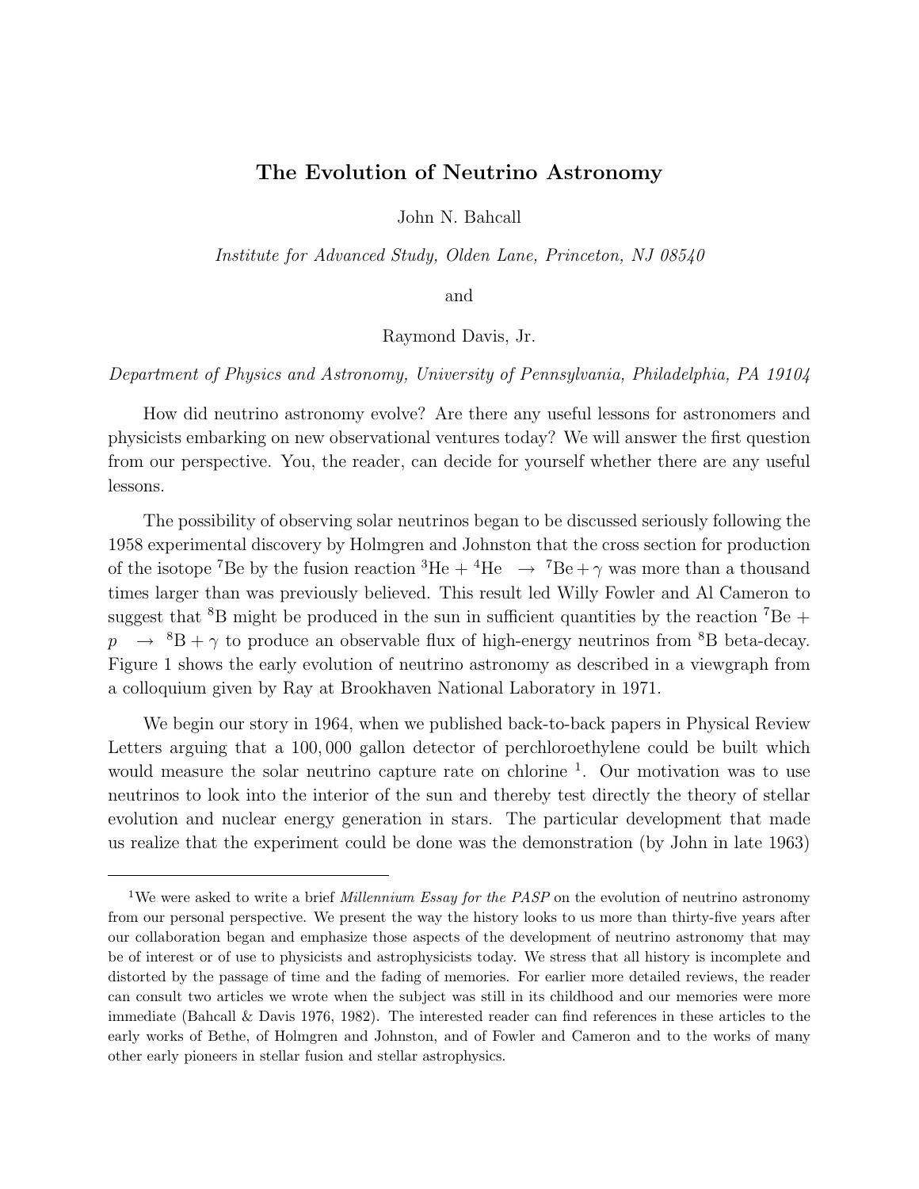# The Evolution of Neutrino Astronomy

John N. Bahcall

*Institute for Advanced Study, Olden Lane, Princeton, NJ 08540*

and

Raymond Davis, Jr.

*Department of Physics and Astronomy, University of Pennsylvania, Philadelphia, PA 19104*

How did neutrino astronomy evolve? Are there any useful lessons for astronomers and physicists embarking on new observational ventures today? We will answer the first question from our perspective. You, the reader, can decide for yourself whether there are any useful lessons.

The possibility of observing solar neutrinos began to be discussed seriously following the 1958 experimental discovery by Holmgren and Johnston that the cross section for production of the isotope $^{7}$Be by the fusion reaction $^{3}\mathrm{He} + {}^{4}\mathrm{He} \;\; \rightarrow \;\; {}^{7}\mathrm{Be} + \gamma$ was more than a thousand times larger than was previously believed. This result led Willy Fowler and Al Cameron to suggest that $^{8}$B might be produced in the sun in sufficient quantities by the reaction $^{7}\mathrm{Be} + p \;\; \rightarrow \;\; {}^{8}\mathrm{B} + \gamma$ to produce an observable flux of high-energy neutrinos from $^{8}$B beta-decay. Figure 1 shows the early evolution of neutrino astronomy as described in a viewgraph from a colloquium given by Ray at Brookhaven National Laboratory in 1971.

We begin our story in 1964, when we published back-to-back papers in Physical Review Letters arguing that a $100,000$ gallon detector of perchloroethylene could be built which would measure the solar neutrino capture rate on chlorine [1]. Our motivation was to use neutrinos to look into the interior of the sun and thereby test directly the theory of stellar evolution and nuclear energy generation in stars. The particular development that made us realize that the experiment could be done was the demonstration (by John in late 1963)

---

[1] We were asked to write a brief *Millennium Essay for the PASP* on the evolution of neutrino astronomy from our personal perspective. We present the way the history looks to us more than thirty-five years after our collaboration began and emphasize those aspects of the development of neutrino astronomy that may be of interest or of use to physicists and astrophysicists today. We stress that all history is incomplete and distorted by the passage of time and the fading of memories. For earlier more detailed reviews, the reader can consult two articles we wrote when the subject was still in its childhood and our memories were more immediate (Bahcall & Davis 1976, 1982). The interested reader can find references in these articles to the early works of Bethe, of Holmgren and Johnston, and of Fowler and Cameron and to the works of many other early pioneers in stellar fusion and stellar astrophysics.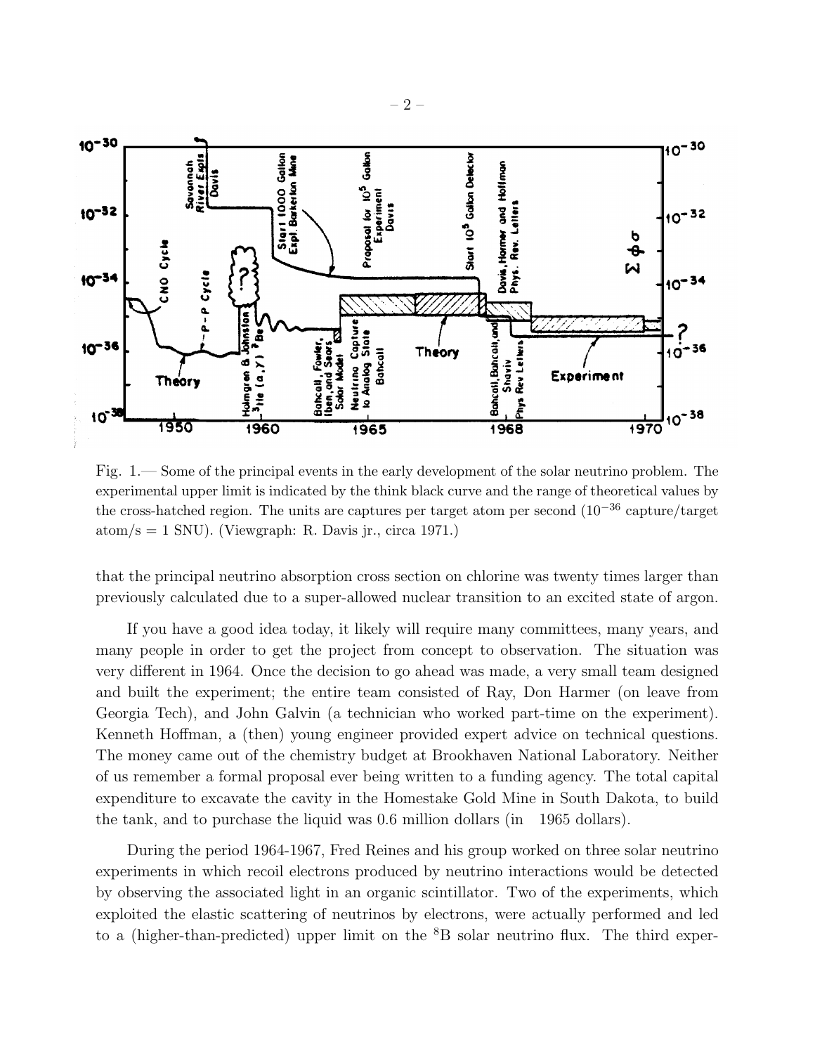Fig. 1.— Some of the principal events in the early development of the solar neutrino problem. The experimental upper limit is indicated by the think black curve and the range of theoretical values by the cross-hatched region. The units are captures per target atom per second ($10^{-36}$ capture/target atom/s = 1 SNU). (Viewgraph: R. Davis jr., circa 1971.)

that the principal neutrino absorption cross section on chlorine was twenty times larger than previously calculated due to a super-allowed nuclear transition to an excited state of argon.

If you have a good idea today, it likely will require many committees, many years, and many people in order to get the project from concept to observation. The situation was very different in 1964. Once the decision to go ahead was made, a very small team designed and built the experiment; the entire team consisted of Ray, Don Harmer (on leave from Georgia Tech), and John Galvin (a technician who worked part-time on the experiment). Kenneth Hoffman, a (then) young engineer provided expert advice on technical questions. The money came out of the chemistry budget at Brookhaven National Laboratory. Neither of us remember a formal proposal ever being written to a funding agency. The total capital expenditure to excavate the cavity in the Homestake Gold Mine in South Dakota, to build the tank, and to purchase the liquid was 0.6 million dollars (in 1965 dollars).

During the period 1964-1967, Fred Reines and his group worked on three solar neutrino experiments in which recoil electrons produced by neutrino interactions would be detected by observing the associated light in an organic scintillator. Two of the experiments, which exploited the elastic scattering of neutrinos by electrons, were actually performed and led to a (higher-than-predicted) upper limit on the $^{8}$B solar neutrino flux. The third exper-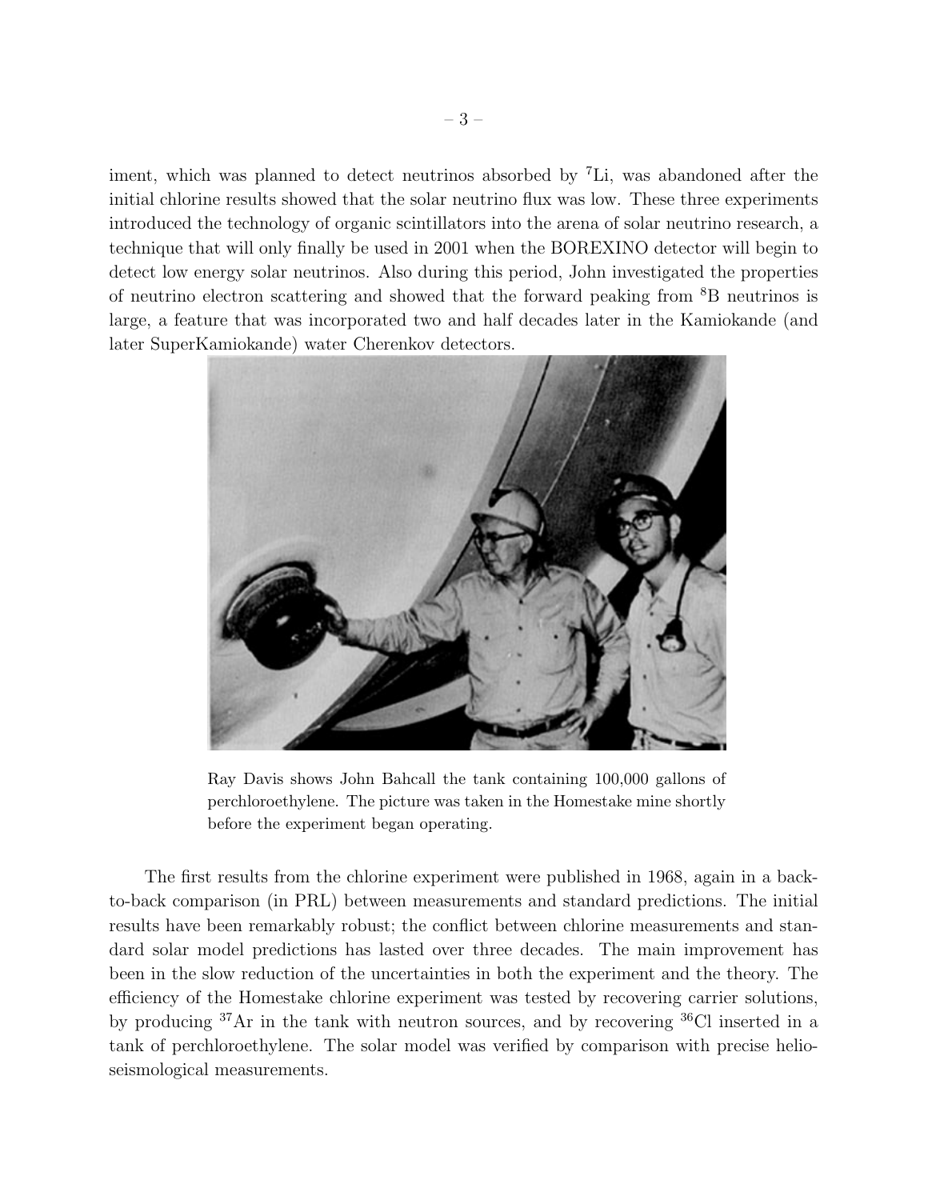iment, which was planned to detect neutrinos absorbed by $^{7}$Li, was abandoned after the initial chlorine results showed that the solar neutrino flux was low. These three experiments introduced the technology of organic scintillators into the arena of solar neutrino research, a technique that will only finally be used in 2001 when the BOREXINO detector will begin to detect low energy solar neutrinos. Also during this period, John investigated the properties of neutrino electron scattering and showed that the forward peaking from $^{8}$B neutrinos is large, a feature that was incorporated two and half decades later in the Kamiokande (and later SuperKamiokande) water Cherenkov detectors.

Ray Davis shows John Bahcall the tank containing 100,000 gallons of perchloroethylene. The picture was taken in the Homestake mine shortly before the experiment began operating.

The first results from the chlorine experiment were published in 1968, again in a back-to-back comparison (in PRL) between measurements and standard predictions. The initial results have been remarkably robust; the conflict between chlorine measurements and standard solar model predictions has lasted over three decades. The main improvement has been in the slow reduction of the uncertainties in both the experiment and the theory. The efficiency of the Homestake chlorine experiment was tested by recovering carrier solutions, by producing $^{37}$Ar in the tank with neutron sources, and by recovering $^{36}$Cl inserted in a tank of perchloroethylene. The solar model was verified by comparison with precise helioseismological measurements.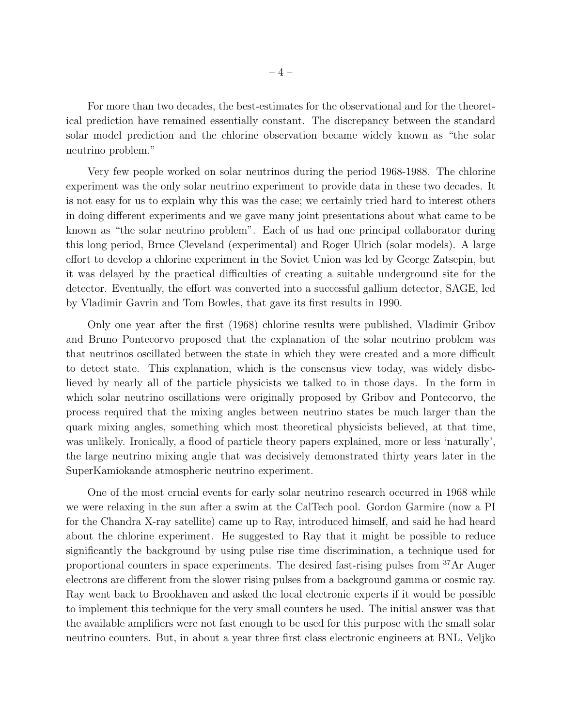For more than two decades, the best-estimates for the observational and for the theoretical prediction have remained essentially constant. The discrepancy between the standard solar model prediction and the chlorine observation became widely known as "the solar neutrino problem."

Very few people worked on solar neutrinos during the period 1968-1988. The chlorine experiment was the only solar neutrino experiment to provide data in these two decades. It is not easy for us to explain why this was the case; we certainly tried hard to interest others in doing different experiments and we gave many joint presentations about what came to be known as "the solar neutrino problem". Each of us had one principal collaborator during this long period, Bruce Cleveland (experimental) and Roger Ulrich (solar models). A large effort to develop a chlorine experiment in the Soviet Union was led by George Zatsepin, but it was delayed by the practical difficulties of creating a suitable underground site for the detector. Eventually, the effort was converted into a successful gallium detector, SAGE, led by Vladimir Gavrin and Tom Bowles, that gave its first results in 1990.

Only one year after the first (1968) chlorine results were published, Vladimir Gribov and Bruno Pontecorvo proposed that the explanation of the solar neutrino problem was that neutrinos oscillated between the state in which they were created and a more difficult to detect state. This explanation, which is the consensus view today, was widely disbelieved by nearly all of the particle physicists we talked to in those days. In the form in which solar neutrino oscillations were originally proposed by Gribov and Pontecorvo, the process required that the mixing angles between neutrino states be much larger than the quark mixing angles, something which most theoretical physicists believed, at that time, was unlikely. Ironically, a flood of particle theory papers explained, more or less 'naturally', the large neutrino mixing angle that was decisively demonstrated thirty years later in the SuperKamiokande atmospheric neutrino experiment.

One of the most crucial events for early solar neutrino research occurred in 1968 while we were relaxing in the sun after a swim at the CalTech pool. Gordon Garmire (now a PI for the Chandra X-ray satellite) came up to Ray, introduced himself, and said he had heard about the chlorine experiment. He suggested to Ray that it might be possible to reduce significantly the background by using pulse rise time discrimination, a technique used for proportional counters in space experiments. The desired fast-rising pulses from $^{37}$Ar Auger electrons are different from the slower rising pulses from a background gamma or cosmic ray. Ray went back to Brookhaven and asked the local electronic experts if it would be possible to implement this technique for the very small counters he used. The initial answer was that the available amplifiers were not fast enough to be used for this purpose with the small solar neutrino counters. But, in about a year three first class electronic engineers at BNL, Veljko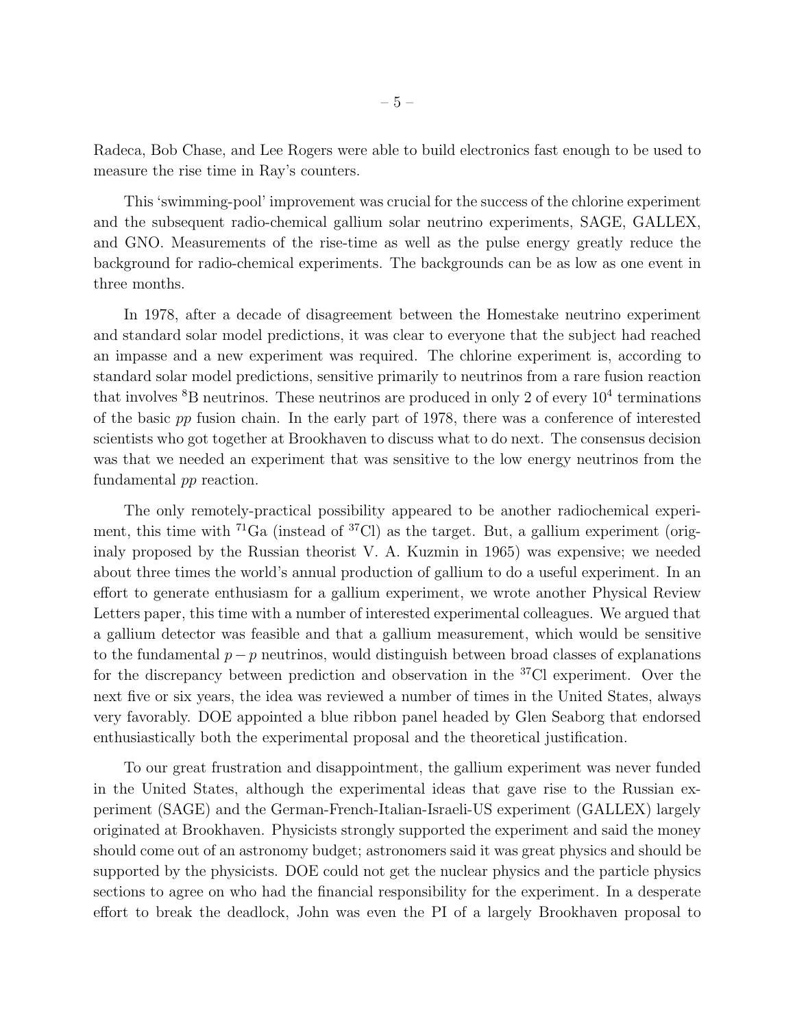Radeca, Bob Chase, and Lee Rogers were able to build electronics fast enough to be used to measure the rise time in Ray's counters.

This 'swimming-pool' improvement was crucial for the success of the chlorine experiment and the subsequent radio-chemical gallium solar neutrino experiments, SAGE, GALLEX, and GNO. Measurements of the rise-time as well as the pulse energy greatly reduce the background for radio-chemical experiments. The backgrounds can be as low as one event in three months.

In 1978, after a decade of disagreement between the Homestake neutrino experiment and standard solar model predictions, it was clear to everyone that the subject had reached an impasse and a new experiment was required. The chlorine experiment is, according to standard solar model predictions, sensitive primarily to neutrinos from a rare fusion reaction that involves $^{8}$B neutrinos. These neutrinos are produced in only 2 of every $10^4$ terminations of the basic *pp* fusion chain. In the early part of 1978, there was a conference of interested scientists who got together at Brookhaven to discuss what to do next. The consensus decision was that we needed an experiment that was sensitive to the low energy neutrinos from the fundamental *pp* reaction.

The only remotely-practical possibility appeared to be another radiochemical experiment, this time with $^{71}$Ga (instead of $^{37}$Cl) as the target. But, a gallium experiment (originaly proposed by the Russian theorist V. A. Kuzmin in 1965) was expensive; we needed about three times the world's annual production of gallium to do a useful experiment. In an effort to generate enthusiasm for a gallium experiment, we wrote another Physical Review Letters paper, this time with a number of interested experimental colleagues. We argued that a gallium detector was feasible and that a gallium measurement, which would be sensitive to the fundamental $p - p$ neutrinos, would distinguish between broad classes of explanations for the discrepancy between prediction and observation in the $^{37}$Cl experiment. Over the next five or six years, the idea was reviewed a number of times in the United States, always very favorably. DOE appointed a blue ribbon panel headed by Glen Seaborg that endorsed enthusiastically both the experimental proposal and the theoretical justification.

To our great frustration and disappointment, the gallium experiment was never funded in the United States, although the experimental ideas that gave rise to the Russian experiment (SAGE) and the German-French-Italian-Israeli-US experiment (GALLEX) largely originated at Brookhaven. Physicists strongly supported the experiment and said the money should come out of an astronomy budget; astronomers said it was great physics and should be supported by the physicists. DOE could not get the nuclear physics and the particle physics sections to agree on who had the financial responsibility for the experiment. In a desperate effort to break the deadlock, John was even the PI of a largely Brookhaven proposal to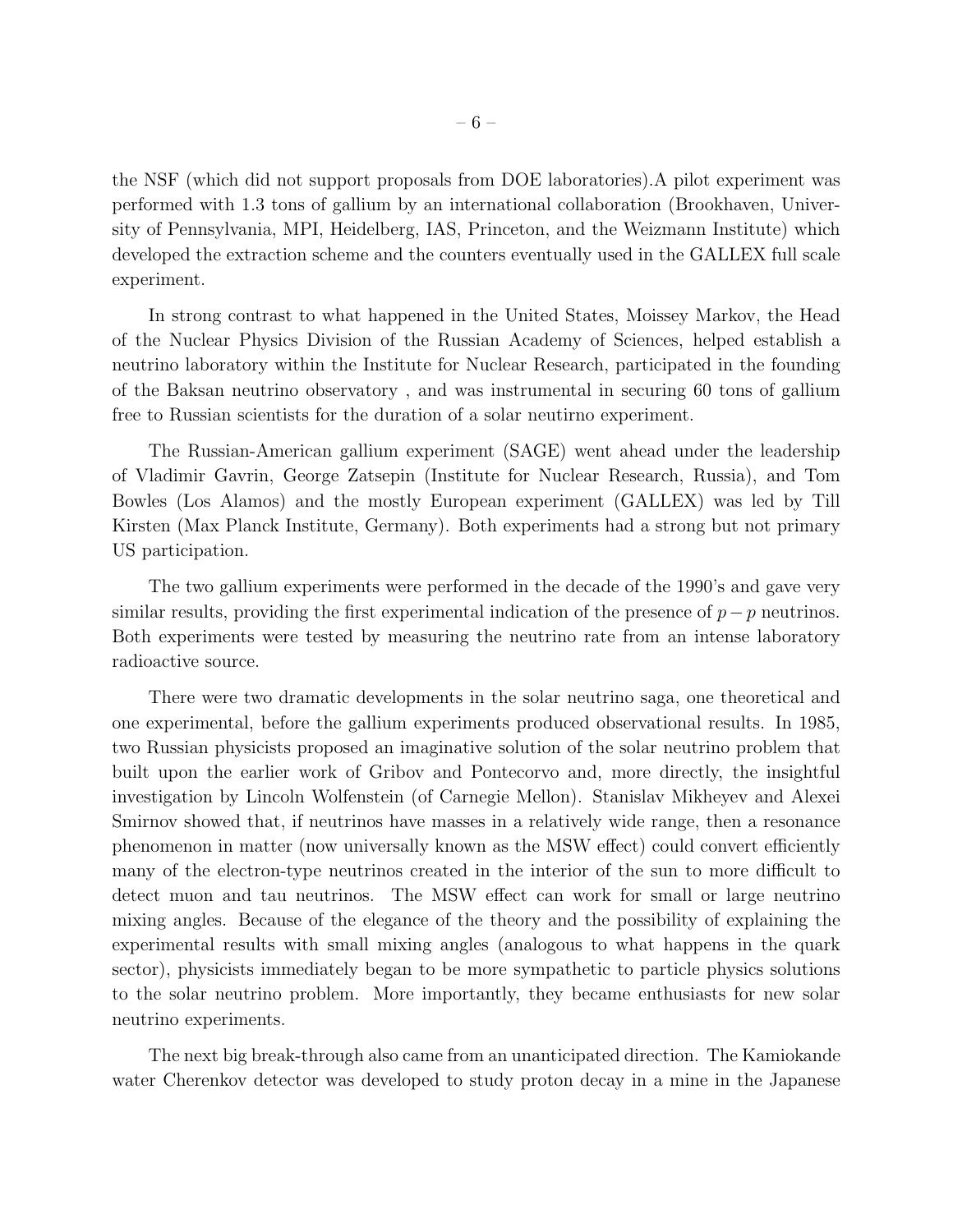the NSF (which did not support proposals from DOE laboratories).A pilot experiment was performed with 1.3 tons of gallium by an international collaboration (Brookhaven, University of Pennsylvania, MPI, Heidelberg, IAS, Princeton, and the Weizmann Institute) which developed the extraction scheme and the counters eventually used in the GALLEX full scale experiment.

In strong contrast to what happened in the United States, Moissey Markov, the Head of the Nuclear Physics Division of the Russian Academy of Sciences, helped establish a neutrino laboratory within the Institute for Nuclear Research, participated in the founding of the Baksan neutrino observatory , and was instrumental in securing 60 tons of gallium free to Russian scientists for the duration of a solar neutirno experiment.

The Russian-American gallium experiment (SAGE) went ahead under the leadership of Vladimir Gavrin, George Zatsepin (Institute for Nuclear Research, Russia), and Tom Bowles (Los Alamos) and the mostly European experiment (GALLEX) was led by Till Kirsten (Max Planck Institute, Germany). Both experiments had a strong but not primary US participation.

The two gallium experiments were performed in the decade of the 1990's and gave very similar results, providing the first experimental indication of the presence of $p-p$ neutrinos. Both experiments were tested by measuring the neutrino rate from an intense laboratory radioactive source.

There were two dramatic developments in the solar neutrino saga, one theoretical and one experimental, before the gallium experiments produced observational results. In 1985, two Russian physicists proposed an imaginative solution of the solar neutrino problem that built upon the earlier work of Gribov and Pontecorvo and, more directly, the insightful investigation by Lincoln Wolfenstein (of Carnegie Mellon). Stanislav Mikheyev and Alexei Smirnov showed that, if neutrinos have masses in a relatively wide range, then a resonance phenomenon in matter (now universally known as the MSW effect) could convert efficiently many of the electron-type neutrinos created in the interior of the sun to more difficult to detect muon and tau neutrinos. The MSW effect can work for small or large neutrino mixing angles. Because of the elegance of the theory and the possibility of explaining the experimental results with small mixing angles (analogous to what happens in the quark sector), physicists immediately began to be more sympathetic to particle physics solutions to the solar neutrino problem. More importantly, they became enthusiasts for new solar neutrino experiments.

The next big break-through also came from an unanticipated direction. The Kamiokande water Cherenkov detector was developed to study proton decay in a mine in the Japanese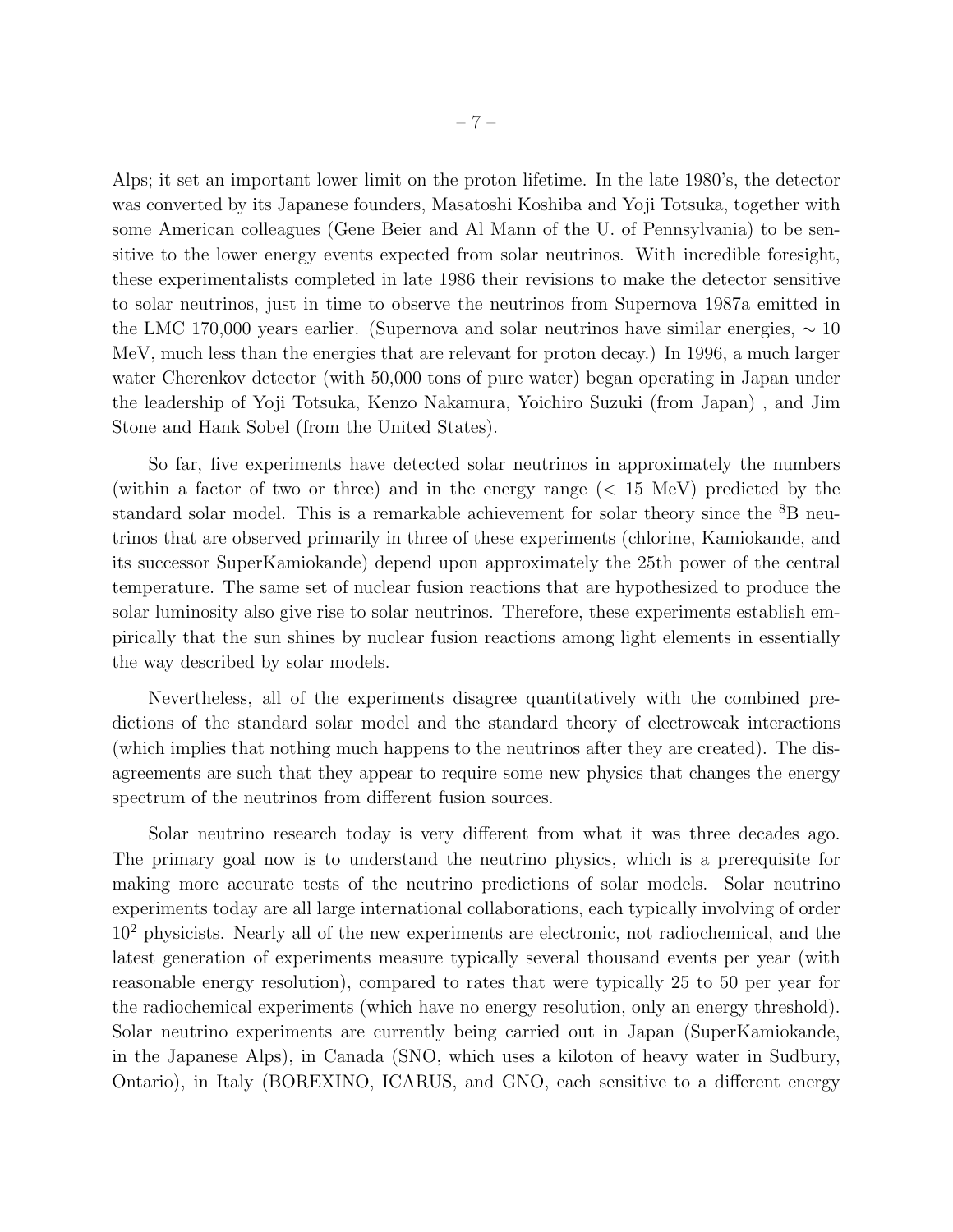Alps; it set an important lower limit on the proton lifetime. In the late 1980's, the detector was converted by its Japanese founders, Masatoshi Koshiba and Yoji Totsuka, together with some American colleagues (Gene Beier and Al Mann of the U. of Pennsylvania) to be sensitive to the lower energy events expected from solar neutrinos. With incredible foresight, these experimentalists completed in late 1986 their revisions to make the detector sensitive to solar neutrinos, just in time to observe the neutrinos from Supernova 1987a emitted in the LMC 170,000 years earlier. (Supernova and solar neutrinos have similar energies, $\sim 10$ MeV, much less than the energies that are relevant for proton decay.) In 1996, a much larger water Cherenkov detector (with 50,000 tons of pure water) began operating in Japan under the leadership of Yoji Totsuka, Kenzo Nakamura, Yoichiro Suzuki (from Japan) , and Jim Stone and Hank Sobel (from the United States).

So far, five experiments have detected solar neutrinos in approximately the numbers (within a factor of two or three) and in the energy range ($< 15$ MeV) predicted by the standard solar model. This is a remarkable achievement for solar theory since the $^{8}$B neutrinos that are observed primarily in three of these experiments (chlorine, Kamiokande, and its successor SuperKamiokande) depend upon approximately the 25th power of the central temperature. The same set of nuclear fusion reactions that are hypothesized to produce the solar luminosity also give rise to solar neutrinos. Therefore, these experiments establish empirically that the sun shines by nuclear fusion reactions among light elements in essentially the way described by solar models.

Nevertheless, all of the experiments disagree quantitatively with the combined predictions of the standard solar model and the standard theory of electroweak interactions (which implies that nothing much happens to the neutrinos after they are created). The disagreements are such that they appear to require some new physics that changes the energy spectrum of the neutrinos from different fusion sources.

Solar neutrino research today is very different from what it was three decades ago. The primary goal now is to understand the neutrino physics, which is a prerequisite for making more accurate tests of the neutrino predictions of solar models. Solar neutrino experiments today are all large international collaborations, each typically involving of order $10^2$ physicists. Nearly all of the new experiments are electronic, not radiochemical, and the latest generation of experiments measure typically several thousand events per year (with reasonable energy resolution), compared to rates that were typically 25 to 50 per year for the radiochemical experiments (which have no energy resolution, only an energy threshold). Solar neutrino experiments are currently being carried out in Japan (SuperKamiokande, in the Japanese Alps), in Canada (SNO, which uses a kiloton of heavy water in Sudbury, Ontario), in Italy (BOREXINO, ICARUS, and GNO, each sensitive to a different energy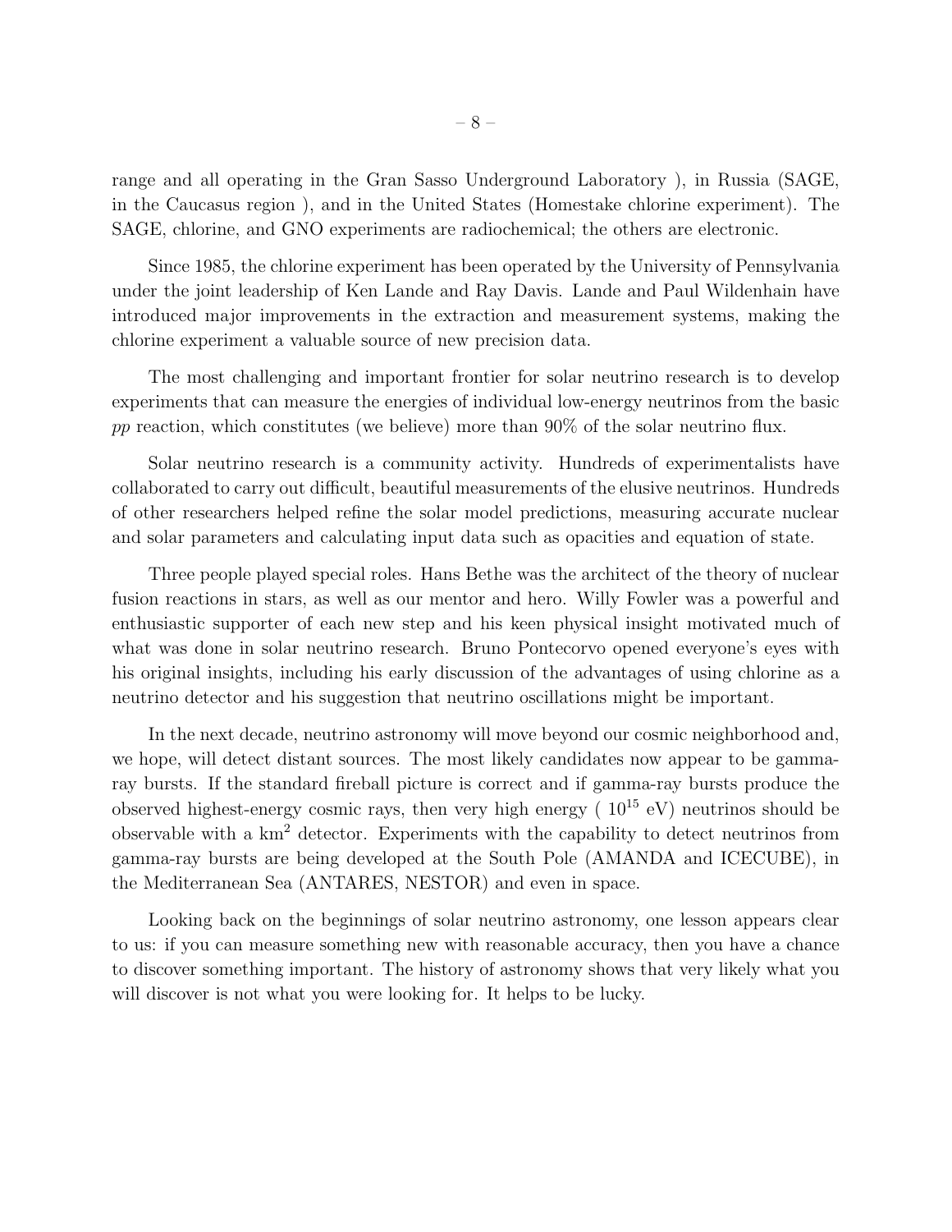range and all operating in the Gran Sasso Underground Laboratory ), in Russia (SAGE, in the Caucasus region ), and in the United States (Homestake chlorine experiment). The SAGE, chlorine, and GNO experiments are radiochemical; the others are electronic.

Since 1985, the chlorine experiment has been operated by the University of Pennsylvania under the joint leadership of Ken Lande and Ray Davis. Lande and Paul Wildenhain have introduced major improvements in the extraction and measurement systems, making the chlorine experiment a valuable source of new precision data.

The most challenging and important frontier for solar neutrino research is to develop experiments that can measure the energies of individual low-energy neutrinos from the basic *pp* reaction, which constitutes (we believe) more than 90% of the solar neutrino flux.

Solar neutrino research is a community activity. Hundreds of experimentalists have collaborated to carry out difficult, beautiful measurements of the elusive neutrinos. Hundreds of other researchers helped refine the solar model predictions, measuring accurate nuclear and solar parameters and calculating input data such as opacities and equation of state.

Three people played special roles. Hans Bethe was the architect of the theory of nuclear fusion reactions in stars, as well as our mentor and hero. Willy Fowler was a powerful and enthusiastic supporter of each new step and his keen physical insight motivated much of what was done in solar neutrino research. Bruno Pontecorvo opened everyone's eyes with his original insights, including his early discussion of the advantages of using chlorine as a neutrino detector and his suggestion that neutrino oscillations might be important.

In the next decade, neutrino astronomy will move beyond our cosmic neighborhood and, we hope, will detect distant sources. The most likely candidates now appear to be gamma-ray bursts. If the standard fireball picture is correct and if gamma-ray bursts produce the observed highest-energy cosmic rays, then very high energy ( $10^{15}$ eV) neutrinos should be observable with a $\mathrm{km}^2$ detector. Experiments with the capability to detect neutrinos from gamma-ray bursts are being developed at the South Pole (AMANDA and ICECUBE), in the Mediterranean Sea (ANTARES, NESTOR) and even in space.

Looking back on the beginnings of solar neutrino astronomy, one lesson appears clear to us: if you can measure something new with reasonable accuracy, then you have a chance to discover something important. The history of astronomy shows that very likely what you will discover is not what you were looking for. It helps to be lucky.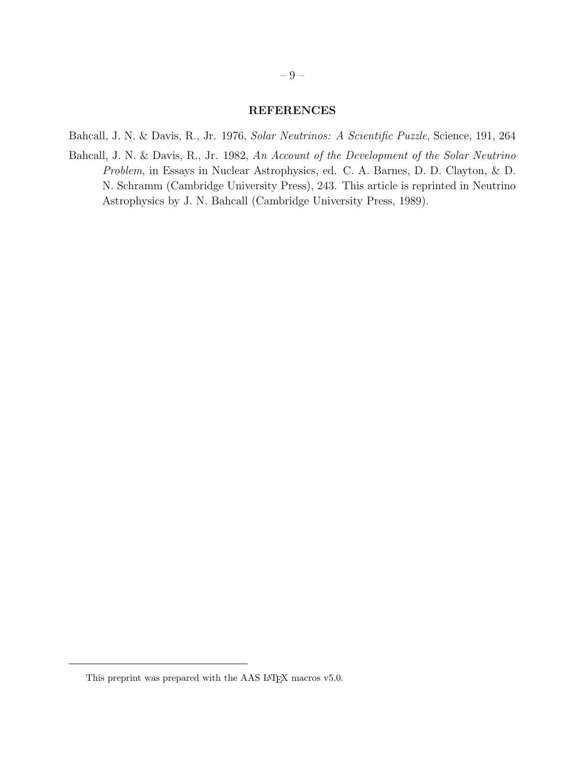## REFERENCES

Bahcall, J. N. & Davis, R., Jr. 1976, *Solar Neutrinos: A Scientific Puzzle*, Science, 191, 264

Bahcall, J. N. & Davis, R., Jr. 1982, *An Account of the Development of the Solar Neutrino Problem*, in Essays in Nuclear Astrophysics, ed. C. A. Barnes, D. D. Clayton, & D. N. Schramm (Cambridge University Press), 243. This article is reprinted in Neutrino Astrophysics by J. N. Bahcall (Cambridge University Press, 1989).

This preprint was prepared with the AAS LaTeX macros v5.0.